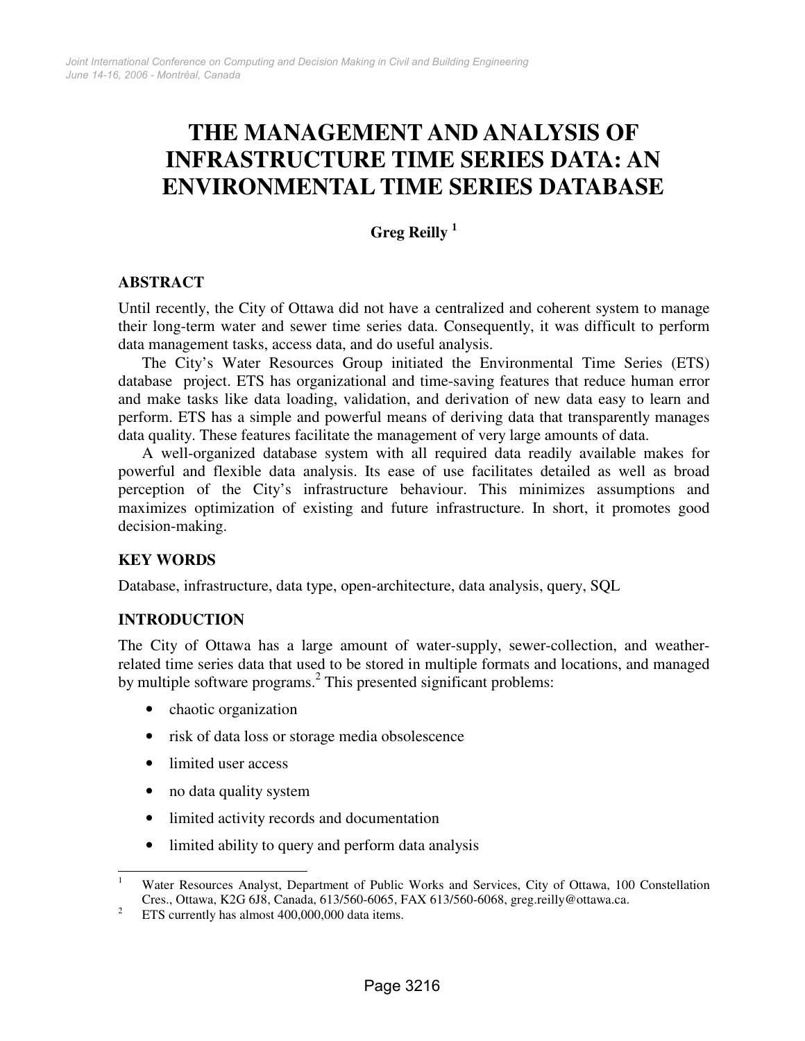# THE MANAGEMENT AND ANALYSIS OF INFRASTRUCTURE TIME SERIES DATA: AN ENVIRONMENTAL TIME SERIES DATABASE

**Greg Reilly [1]**

## ABSTRACT

Until recently, the City of Ottawa did not have a centralized and coherent system to manage their long-term water and sewer time series data. Consequently, it was difficult to perform data management tasks, access data, and do useful analysis.

The City's Water Resources Group initiated the Environmental Time Series (ETS) database project. ETS has organizational and time-saving features that reduce human error and make tasks like data loading, validation, and derivation of new data easy to learn and perform. ETS has a simple and powerful means of deriving data that transparently manages data quality. These features facilitate the management of very large amounts of data.

A well-organized database system with all required data readily available makes for powerful and flexible data analysis. Its ease of use facilitates detailed as well as broad perception of the City's infrastructure behaviour. This minimizes assumptions and maximizes optimization of existing and future infrastructure. In short, it promotes good decision-making.

## KEY WORDS

Database, infrastructure, data type, open-architecture, data analysis, query, SQL

## INTRODUCTION

The City of Ottawa has a large amount of water-supply, sewer-collection, and weather-related time series data that used to be stored in multiple formats and locations, and managed by multiple software programs.[2] This presented significant problems:

- chaotic organization
- risk of data loss or storage media obsolescence
- limited user access
- no data quality system
- limited activity records and documentation
- limited ability to query and perform data analysis

---

[1] Water Resources Analyst, Department of Public Works and Services, City of Ottawa, 100 Constellation Cres., Ottawa, K2G 6J8, Canada, 613/560-6065, FAX 613/560-6068, greg.reilly@ottawa.ca.

[2] ETS currently has almost 400,000,000 data items.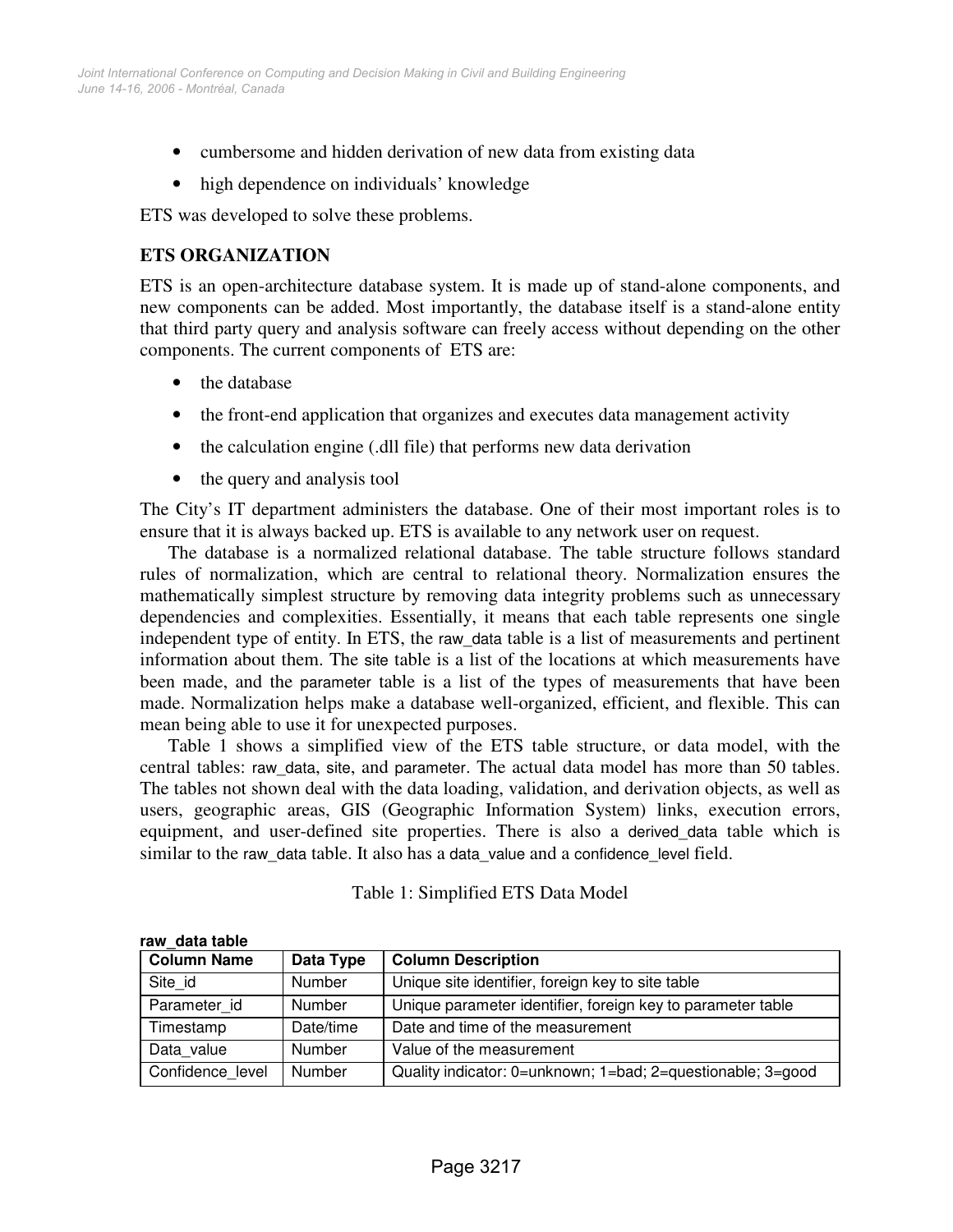- cumbersome and hidden derivation of new data from existing data
- high dependence on individuals' knowledge

ETS was developed to solve these problems.

## ETS ORGANIZATION

ETS is an open-architecture database system. It is made up of stand-alone components, and new components can be added. Most importantly, the database itself is a stand-alone entity that third party query and analysis software can freely access without depending on the other components. The current components of ETS are:

- the database
- the front-end application that organizes and executes data management activity
- the calculation engine (.dll file) that performs new data derivation
- the query and analysis tool

The City's IT department administers the database. One of their most important roles is to ensure that it is always backed up. ETS is available to any network user on request.

The database is a normalized relational database. The table structure follows standard rules of normalization, which are central to relational theory. Normalization ensures the mathematically simplest structure by removing data integrity problems such as unnecessary dependencies and complexities. Essentially, it means that each table represents one single independent type of entity. In ETS, the raw_data table is a list of measurements and pertinent information about them. The site table is a list of the locations at which measurements have been made, and the parameter table is a list of the types of measurements that have been made. Normalization helps make a database well-organized, efficient, and flexible. This can mean being able to use it for unexpected purposes.

Table 1 shows a simplified view of the ETS table structure, or data model, with the central tables: raw_data, site, and parameter. The actual data model has more than 50 tables. The tables not shown deal with the data loading, validation, and derivation objects, as well as users, geographic areas, GIS (Geographic Information System) links, execution errors, equipment, and user-defined site properties. There is also a derived_data table which is similar to the raw_data table. It also has a data_value and a confidence_level field.

Table 1: Simplified ETS Data Model

**raw_data table**

| Column Name | Data Type | Column Description |
|---|---|---|
| Site_id | Number | Unique site identifier, foreign key to site table |
| Parameter_id | Number | Unique parameter identifier, foreign key to parameter table |
| Timestamp | Date/time | Date and time of the measurement |
| Data_value | Number | Value of the measurement |
| Confidence_level | Number | Quality indicator: 0=unknown; 1=bad; 2=questionable; 3=good |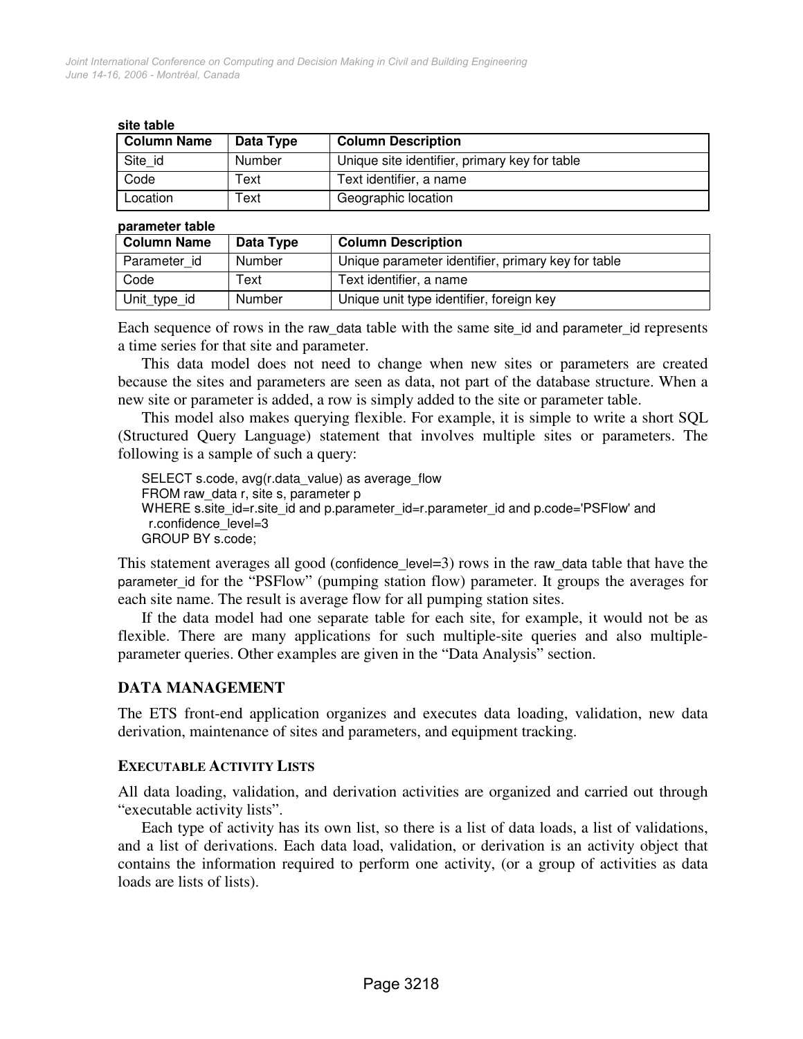**site table**

| Column Name | Data Type | Column Description |
|---|---|---|
| Site_id | Number | Unique site identifier, primary key for table |
| Code | Text | Text identifier, a name |
| Location | Text | Geographic location |

**parameter table**

| Column Name | Data Type | Column Description |
|---|---|---|
| Parameter_id | Number | Unique parameter identifier, primary key for table |
| Code | Text | Text identifier, a name |
| Unit_type_id | Number | Unique unit type identifier, foreign key |

Each sequence of rows in the raw_data table with the same site_id and parameter_id represents a time series for that site and parameter.

This data model does not need to change when new sites or parameters are created because the sites and parameters are seen as data, not part of the database structure. When a new site or parameter is added, a row is simply added to the site or parameter table.

This model also makes querying flexible. For example, it is simple to write a short SQL (Structured Query Language) statement that involves multiple sites or parameters. The following is a sample of such a query:

```
SELECT s.code, avg(r.data_value) as average_flow
FROM raw_data r, site s, parameter p
WHERE s.site_id=r.site_id and p.parameter_id=r.parameter_id and p.code='PSFlow' and
  r.confidence_level=3
GROUP BY s.code;
```

This statement averages all good (confidence_level=3) rows in the raw_data table that have the parameter_id for the "PSFlow" (pumping station flow) parameter. It groups the averages for each site name. The result is average flow for all pumping station sites.

If the data model had one separate table for each site, for example, it would not be as flexible. There are many applications for such multiple-site queries and also multiple-parameter queries. Other examples are given in the "Data Analysis" section.

## DATA MANAGEMENT

The ETS front-end application organizes and executes data loading, validation, new data derivation, maintenance of sites and parameters, and equipment tracking.

### EXECUTABLE ACTIVITY LISTS

All data loading, validation, and derivation activities are organized and carried out through "executable activity lists".

Each type of activity has its own list, so there is a list of data loads, a list of validations, and a list of derivations. Each data load, validation, or derivation is an activity object that contains the information required to perform one activity, (or a group of activities as data loads are lists of lists).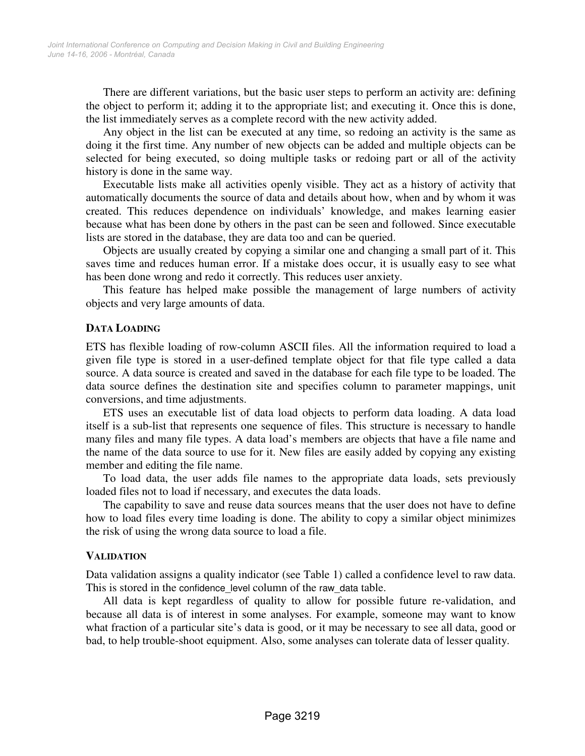There are different variations, but the basic user steps to perform an activity are: defining the object to perform it; adding it to the appropriate list; and executing it. Once this is done, the list immediately serves as a complete record with the new activity added.

Any object in the list can be executed at any time, so redoing an activity is the same as doing it the first time. Any number of new objects can be added and multiple objects can be selected for being executed, so doing multiple tasks or redoing part or all of the activity history is done in the same way.

Executable lists make all activities openly visible. They act as a history of activity that automatically documents the source of data and details about how, when and by whom it was created. This reduces dependence on individuals' knowledge, and makes learning easier because what has been done by others in the past can be seen and followed. Since executable lists are stored in the database, they are data too and can be queried.

Objects are usually created by copying a similar one and changing a small part of it. This saves time and reduces human error. If a mistake does occur, it is usually easy to see what has been done wrong and redo it correctly. This reduces user anxiety.

This feature has helped make possible the management of large numbers of activity objects and very large amounts of data.

## DATA LOADING

ETS has flexible loading of row-column ASCII files. All the information required to load a given file type is stored in a user-defined template object for that file type called a data source. A data source is created and saved in the database for each file type to be loaded. The data source defines the destination site and specifies column to parameter mappings, unit conversions, and time adjustments.

ETS uses an executable list of data load objects to perform data loading. A data load itself is a sub-list that represents one sequence of files. This structure is necessary to handle many files and many file types. A data load's members are objects that have a file name and the name of the data source to use for it. New files are easily added by copying any existing member and editing the file name.

To load data, the user adds file names to the appropriate data loads, sets previously loaded files not to load if necessary, and executes the data loads.

The capability to save and reuse data sources means that the user does not have to define how to load files every time loading is done. The ability to copy a similar object minimizes the risk of using the wrong data source to load a file.

## VALIDATION

Data validation assigns a quality indicator (see Table 1) called a confidence level to raw data. This is stored in the confidence_level column of the raw_data table.

All data is kept regardless of quality to allow for possible future re-validation, and because all data is of interest in some analyses. For example, someone may want to know what fraction of a particular site's data is good, or it may be necessary to see all data, good or bad, to help trouble-shoot equipment. Also, some analyses can tolerate data of lesser quality.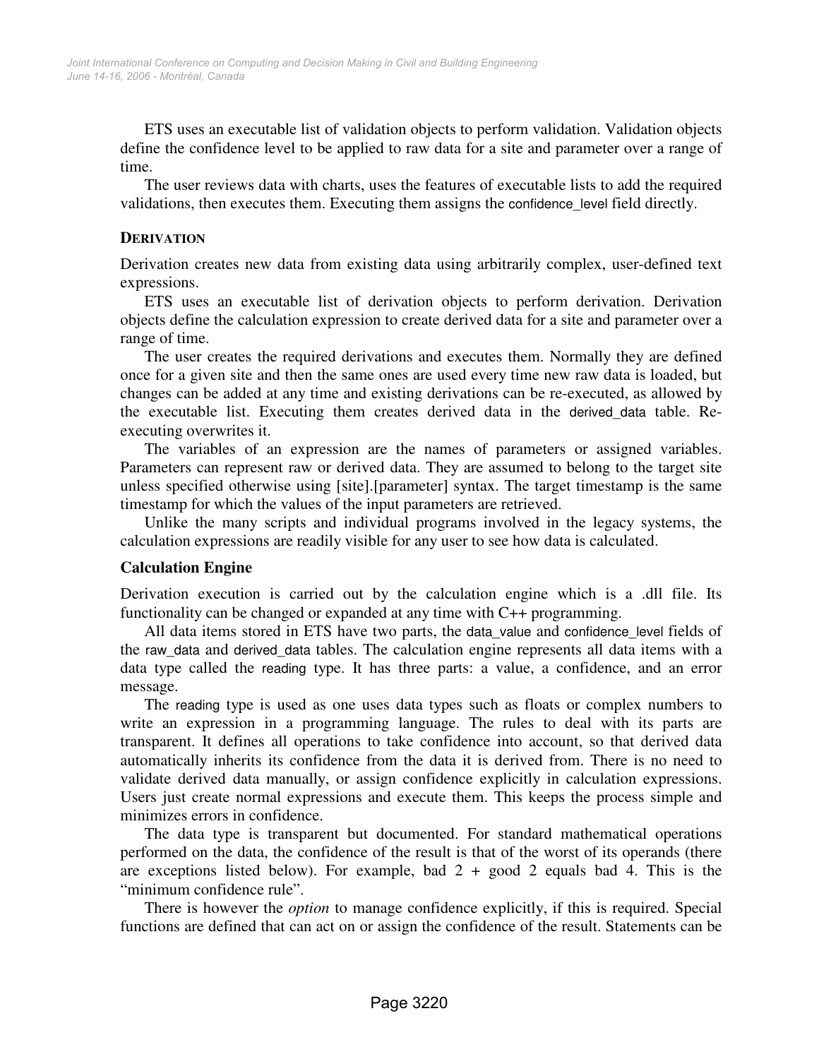ETS uses an executable list of validation objects to perform validation. Validation objects define the confidence level to be applied to raw data for a site and parameter over a range of time.

The user reviews data with charts, uses the features of executable lists to add the required validations, then executes them. Executing them assigns the confidence_level field directly.

### DERIVATION

Derivation creates new data from existing data using arbitrarily complex, user-defined text expressions.

ETS uses an executable list of derivation objects to perform derivation. Derivation objects define the calculation expression to create derived data for a site and parameter over a range of time.

The user creates the required derivations and executes them. Normally they are defined once for a given site and then the same ones are used every time new raw data is loaded, but changes can be added at any time and existing derivations can be re-executed, as allowed by the executable list. Executing them creates derived data in the derived_data table. Re-executing overwrites it.

The variables of an expression are the names of parameters or assigned variables. Parameters can represent raw or derived data. They are assumed to belong to the target site unless specified otherwise using [site].[parameter] syntax. The target timestamp is the same timestamp for which the values of the input parameters are retrieved.

Unlike the many scripts and individual programs involved in the legacy systems, the calculation expressions are readily visible for any user to see how data is calculated.

### Calculation Engine

Derivation execution is carried out by the calculation engine which is a .dll file. Its functionality can be changed or expanded at any time with C++ programming.

All data items stored in ETS have two parts, the data_value and confidence_level fields of the raw_data and derived_data tables. The calculation engine represents all data items with a data type called the reading type. It has three parts: a value, a confidence, and an error message.

The reading type is used as one uses data types such as floats or complex numbers to write an expression in a programming language. The rules to deal with its parts are transparent. It defines all operations to take confidence into account, so that derived data automatically inherits its confidence from the data it is derived from. There is no need to validate derived data manually, or assign confidence explicitly in calculation expressions. Users just create normal expressions and execute them. This keeps the process simple and minimizes errors in confidence.

The data type is transparent but documented. For standard mathematical operations performed on the data, the confidence of the result is that of the worst of its operands (there are exceptions listed below). For example, bad 2 + good 2 equals bad 4. This is the "minimum confidence rule".

There is however the *option* to manage confidence explicitly, if this is required. Special functions are defined that can act on or assign the confidence of the result. Statements can be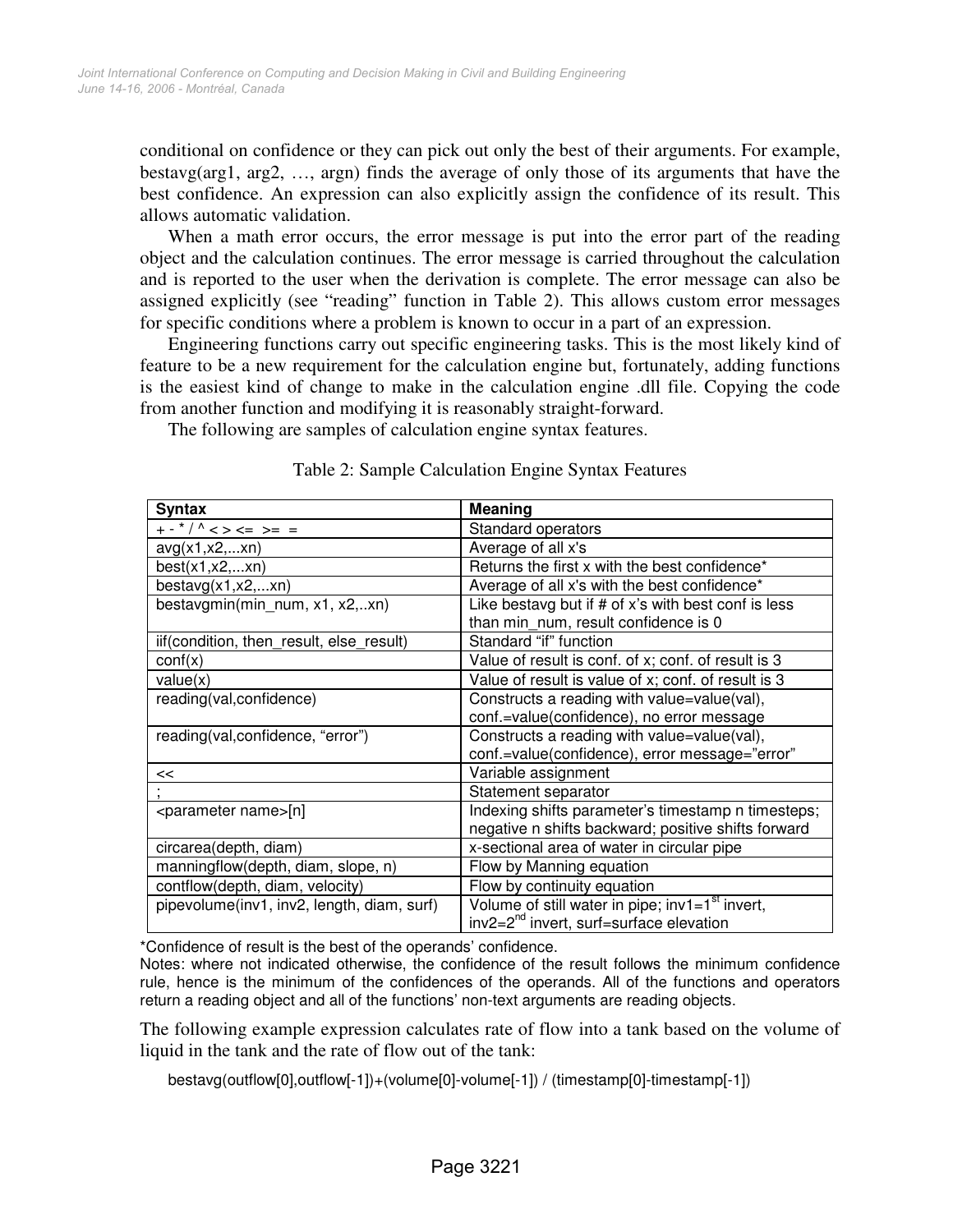conditional on confidence or they can pick out only the best of their arguments. For example, bestavg(arg1, arg2, …, argn) finds the average of only those of its arguments that have the best confidence. An expression can also explicitly assign the confidence of its result. This allows automatic validation.

When a math error occurs, the error message is put into the error part of the reading object and the calculation continues. The error message is carried throughout the calculation and is reported to the user when the derivation is complete. The error message can also be assigned explicitly (see "reading" function in Table 2). This allows custom error messages for specific conditions where a problem is known to occur in a part of an expression.

Engineering functions carry out specific engineering tasks. This is the most likely kind of feature to be a new requirement for the calculation engine but, fortunately, adding functions is the easiest kind of change to make in the calculation engine .dll file. Copying the code from another function and modifying it is reasonably straight-forward.

The following are samples of calculation engine syntax features.

Table 2: Sample Calculation Engine Syntax Features

| Syntax | Meaning |
|---|---|
| + - * / ^ < > <= >= = | Standard operators |
| avg(x1,x2,...xn) | Average of all x's |
| best(x1,x2,...xn) | Returns the first x with the best confidence* |
| bestavg(x1,x2,...xn) | Average of all x's with the best confidence* |
| bestavgmin(min_num, x1, x2,..xn) | Like bestavg but if # of x's with best conf is less than min_num, result confidence is 0 |
| iif(condition, then_result, else_result) | Standard "if" function |
| conf(x) | Value of result is conf. of x; conf. of result is 3 |
| value(x) | Value of result is value of x; conf. of result is 3 |
| reading(val,confidence) | Constructs a reading with value=value(val), conf.=value(confidence), no error message |
| reading(val,confidence, "error") | Constructs a reading with value=value(val), conf.=value(confidence), error message="error" |
| << | Variable assignment |
| ; | Statement separator |
| <parameter name>[n] | Indexing shifts parameter's timestamp n timesteps; negative n shifts backward; positive shifts forward |
| circarea(depth, diam) | x-sectional area of water in circular pipe |
| manningflow(depth, diam, slope, n) | Flow by Manning equation |
| contflow(depth, diam, velocity) | Flow by continuity equation |
| pipevolume(inv1, inv2, length, diam, surf) | Volume of still water in pipe; inv1=1st invert, inv2=2nd invert, surf=surface elevation |

*Confidence of result is the best of the operands' confidence.

Notes: where not indicated otherwise, the confidence of the result follows the minimum confidence rule, hence is the minimum of the confidences of the operands. All of the functions and operators return a reading object and all of the functions' non-text arguments are reading objects.

The following example expression calculates rate of flow into a tank based on the volume of liquid in the tank and the rate of flow out of the tank:

```
bestavg(outflow[0],outflow[-1])+(volume[0]-volume[-1]) / (timestamp[0]-timestamp[-1])
```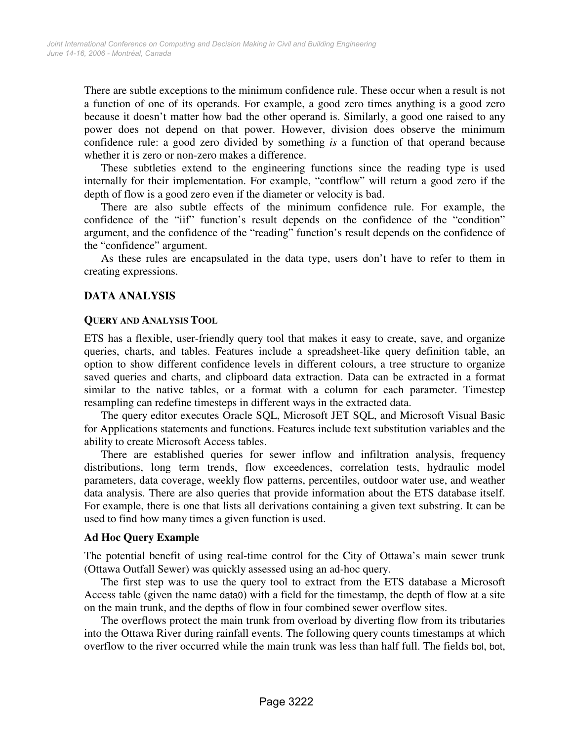There are subtle exceptions to the minimum confidence rule. These occur when a result is not a function of one of its operands. For example, a good zero times anything is a good zero because it doesn't matter how bad the other operand is. Similarly, a good one raised to any power does not depend on that power. However, division does observe the minimum confidence rule: a good zero divided by something *is* a function of that operand because whether it is zero or non-zero makes a difference.

These subtleties extend to the engineering functions since the reading type is used internally for their implementation. For example, "contflow" will return a good zero if the depth of flow is a good zero even if the diameter or velocity is bad.

There are also subtle effects of the minimum confidence rule. For example, the confidence of the "iif" function's result depends on the confidence of the "condition" argument, and the confidence of the "reading" function's result depends on the confidence of the "confidence" argument.

As these rules are encapsulated in the data type, users don't have to refer to them in creating expressions.

## DATA ANALYSIS

### QUERY AND ANALYSIS TOOL

ETS has a flexible, user-friendly query tool that makes it easy to create, save, and organize queries, charts, and tables. Features include a spreadsheet-like query definition table, an option to show different confidence levels in different colours, a tree structure to organize saved queries and charts, and clipboard data extraction. Data can be extracted in a format similar to the native tables, or a format with a column for each parameter. Timestep resampling can redefine timesteps in different ways in the extracted data.

The query editor executes Oracle SQL, Microsoft JET SQL, and Microsoft Visual Basic for Applications statements and functions. Features include text substitution variables and the ability to create Microsoft Access tables.

There are established queries for sewer inflow and infiltration analysis, frequency distributions, long term trends, flow exceedences, correlation tests, hydraulic model parameters, data coverage, weekly flow patterns, percentiles, outdoor water use, and weather data analysis. There are also queries that provide information about the ETS database itself. For example, there is one that lists all derivations containing a given text substring. It can be used to find how many times a given function is used.

### Ad Hoc Query Example

The potential benefit of using real-time control for the City of Ottawa's main sewer trunk (Ottawa Outfall Sewer) was quickly assessed using an ad-hoc query.

The first step was to use the query tool to extract from the ETS database a Microsoft Access table (given the name data0) with a field for the timestamp, the depth of flow at a site on the main trunk, and the depths of flow in four combined sewer overflow sites.

The overflows protect the main trunk from overload by diverting flow from its tributaries into the Ottawa River during rainfall events. The following query counts timestamps at which overflow to the river occurred while the main trunk was less than half full. The fields bol, bot,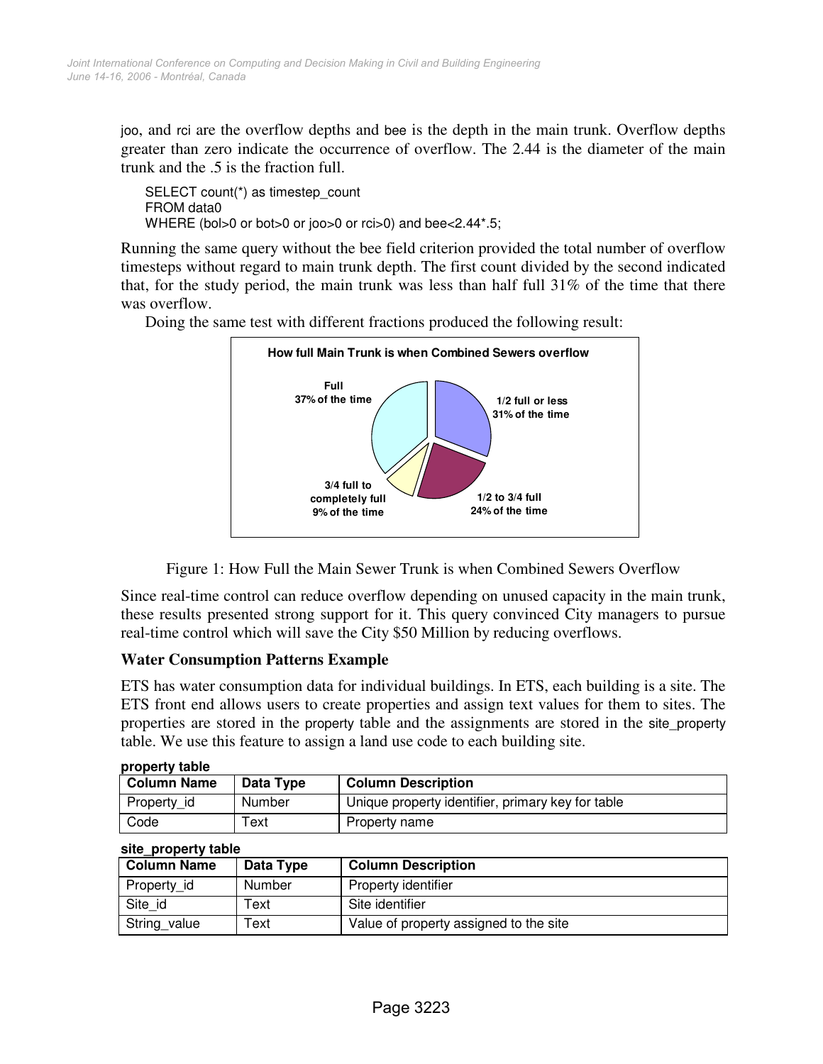joo, and rci are the overflow depths and bee is the depth in the main trunk. Overflow depths greater than zero indicate the occurrence of overflow. The 2.44 is the diameter of the main trunk and the .5 is the fraction full.

```
SELECT count(*) as timestep_count
FROM data0
WHERE (bol>0 or bot>0 or joo>0 or rci>0) and bee<2.44*.5;
```

Running the same query without the bee field criterion provided the total number of overflow timesteps without regard to main trunk depth. The first count divided by the second indicated that, for the study period, the main trunk was less than half full 31% of the time that there was overflow.

Doing the same test with different fractions produced the following result:

**How full Main Trunk is when Combined Sewers overflow**

- Full 37% of the time
- 1/2 full or less 31% of the time
- 1/2 to 3/4 full 24% of the time
- 3/4 full to completely full 9% of the time

Figure 1: How Full the Main Sewer Trunk is when Combined Sewers Overflow

Since real-time control can reduce overflow depending on unused capacity in the main trunk, these results presented strong support for it. This query convinced City managers to pursue real-time control which will save the City $50 Million by reducing overflows.

### Water Consumption Patterns Example

ETS has water consumption data for individual buildings. In ETS, each building is a site. The ETS front end allows users to create properties and assign text values for them to sites. The properties are stored in the property table and the assignments are stored in the site_property table. We use this feature to assign a land use code to each building site.

**property table**

| Column Name | Data Type | Column Description |
|---|---|---|
| Property_id | Number | Unique property identifier, primary key for table |
| Code | Text | Property name |

**site_property table**

| Column Name | Data Type | Column Description |
|---|---|---|
| Property_id | Number | Property identifier |
| Site_id | Text | Site identifier |
| String_value | Text | Value of property assigned to the site |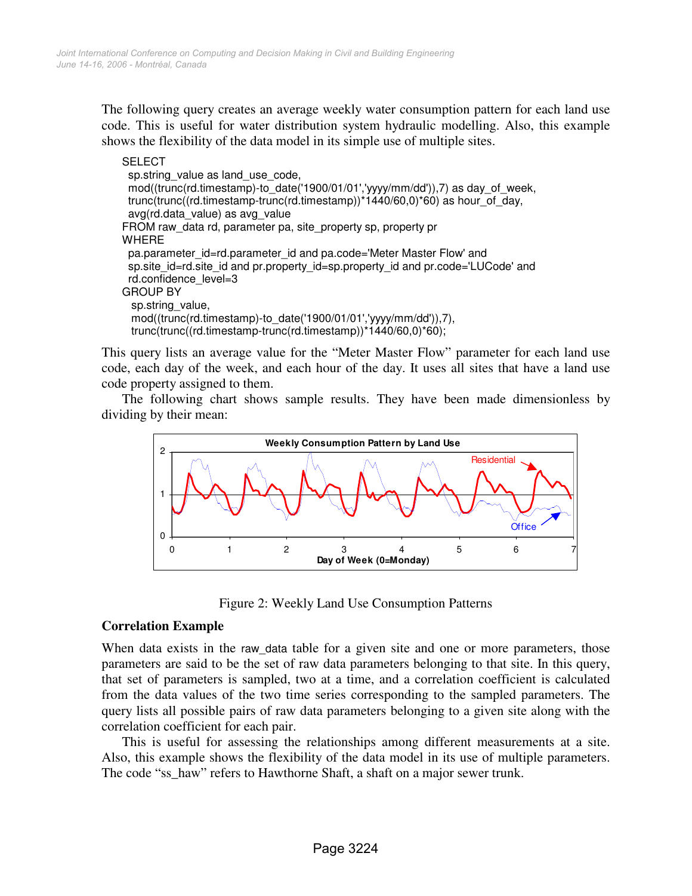The following query creates an average weekly water consumption pattern for each land use code. This is useful for water distribution system hydraulic modelling. Also, this example shows the flexibility of the data model in its simple use of multiple sites.

```
SELECT
  sp.string_value as land_use_code,
  mod((trunc(rd.timestamp)-to_date('1900/01/01','yyyy/mm/dd')),7) as day_of_week,
  trunc(trunc((rd.timestamp-trunc(rd.timestamp))*1440/60,0)*60) as hour_of_day,
  avg(rd.data_value) as avg_value
FROM raw_data rd, parameter pa, site_property sp, property pr
WHERE
  pa.parameter_id=rd.parameter_id and pa.code='Meter Master Flow' and
  sp.site_id=rd.site_id and pr.property_id=sp.property_id and pr.code='LUCode' and
  rd.confidence_level=3
GROUP BY
   sp.string_value,
   mod((trunc(rd.timestamp)-to_date('1900/01/01','yyyy/mm/dd')),7),
   trunc(trunc((rd.timestamp-trunc(rd.timestamp))*1440/60,0)*60);
```

This query lists an average value for the "Meter Master Flow" parameter for each land use code, each day of the week, and each hour of the day. It uses all sites that have a land use code property assigned to them.

The following chart shows sample results. They have been made dimensionless by dividing by their mean:

Figure 2: Weekly Land Use Consumption Patterns

## Correlation Example

When data exists in the raw_data table for a given site and one or more parameters, those parameters are said to be the set of raw data parameters belonging to that site. In this query, that set of parameters is sampled, two at a time, and a correlation coefficient is calculated from the data values of the two time series corresponding to the sampled parameters. The query lists all possible pairs of raw data parameters belonging to a given site along with the correlation coefficient for each pair.

This is useful for assessing the relationships among different measurements at a site. Also, this example shows the flexibility of the data model in its use of multiple parameters. The code "ss_haw" refers to Hawthorne Shaft, a shaft on a major sewer trunk.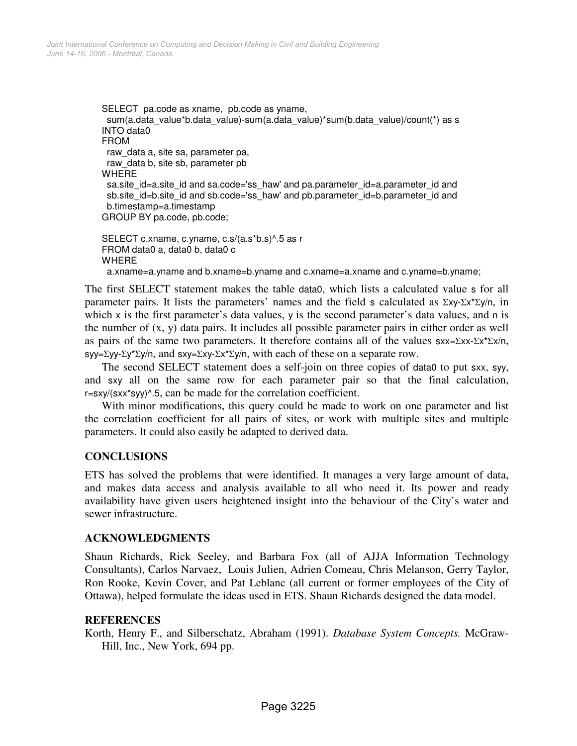```
SELECT  pa.code as xname,  pb.code as yname,
  sum(a.data_value*b.data_value)-sum(a.data_value)*sum(b.data_value)/count(*) as s
INTO data0
FROM
  raw_data a, site sa, parameter pa,
  raw_data b, site sb, parameter pb
WHERE
  sa.site_id=a.site_id and sa.code='ss_haw' and pa.parameter_id=a.parameter_id and
  sb.site_id=b.site_id and sb.code='ss_haw' and pb.parameter_id=b.parameter_id and
  b.timestamp=a.timestamp
GROUP BY pa.code, pb.code;

SELECT c.xname, c.yname, c.s/(a.s*b.s)^.5 as r
FROM data0 a, data0 b, data0 c
WHERE
  a.xname=a.yname and b.xname=b.yname and c.xname=a.xname and c.yname=b.yname;
```

The first SELECT statement makes the table data0, which lists a calculated value s for all parameter pairs. It lists the parameters' names and the field s calculated as Σxy-Σx*Σy/n, in which x is the first parameter's data values, y is the second parameter's data values, and n is the number of (x, y) data pairs. It includes all possible parameter pairs in either order as well as pairs of the same two parameters. It therefore contains all of the values sxx=Σxx-Σx*Σx/n, syy=Σyy-Σy*Σy/n, and sxy=Σxy-Σx*Σy/n, with each of these on a separate row.

The second SELECT statement does a self-join on three copies of data0 to put sxx, syy, and sxy all on the same row for each parameter pair so that the final calculation, r=sxy/(sxx*syy)^.5, can be made for the correlation coefficient.

With minor modifications, this query could be made to work on one parameter and list the correlation coefficient for all pairs of sites, or work with multiple sites and multiple parameters. It could also easily be adapted to derived data.

## CONCLUSIONS

ETS has solved the problems that were identified. It manages a very large amount of data, and makes data access and analysis available to all who need it. Its power and ready availability have given users heightened insight into the behaviour of the City's water and sewer infrastructure.

## ACKNOWLEDGMENTS

Shaun Richards, Rick Seeley, and Barbara Fox (all of AJJA Information Technology Consultants), Carlos Narvaez, Louis Julien, Adrien Comeau, Chris Melanson, Gerry Taylor, Ron Rooke, Kevin Cover, and Pat Leblanc (all current or former employees of the City of Ottawa), helped formulate the ideas used in ETS. Shaun Richards designed the data model.

## REFERENCES

Korth, Henry F., and Silberschatz, Abraham (1991). *Database System Concepts.* McGraw-Hill, Inc., New York, 694 pp.